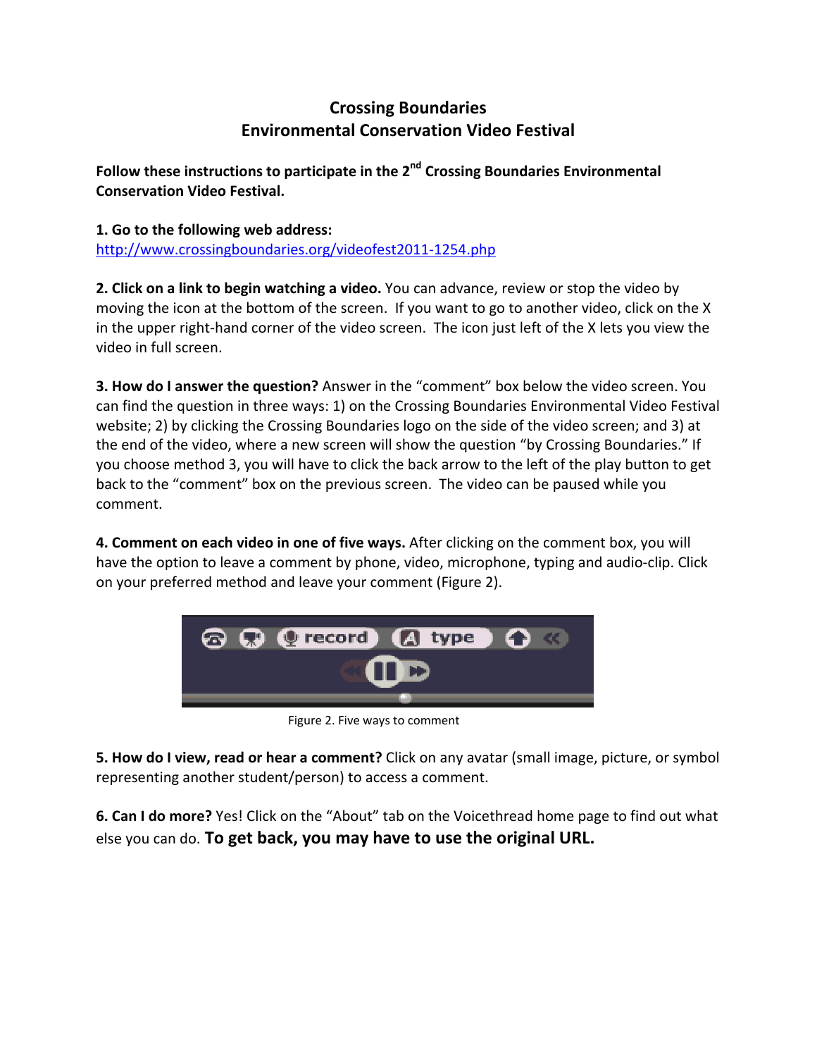# Crossing Boundaries
# Environmental Conservation Video Festival

**Follow these instructions to participate in the 2nd Crossing Boundaries Environmental Conservation Video Festival.**

**1. Go to the following web address:**
http://www.crossingboundaries.org/videofest2011-1254.php

**2. Click on a link to begin watching a video.** You can advance, review or stop the video by moving the icon at the bottom of the screen. If you want to go to another video, click on the X in the upper right-hand corner of the video screen. The icon just left of the X lets you view the video in full screen.

**3. How do I answer the question?** Answer in the "comment" box below the video screen. You can find the question in three ways: 1) on the Crossing Boundaries Environmental Video Festival website; 2) by clicking the Crossing Boundaries logo on the side of the video screen; and 3) at the end of the video, where a new screen will show the question "by Crossing Boundaries." If you choose method 3, you will have to click the back arrow to the left of the play button to get back to the "comment" box on the previous screen. The video can be paused while you comment.

**4. Comment on each video in one of five ways.** After clicking on the comment box, you will have the option to leave a comment by phone, video, microphone, typing and audio-clip. Click on your preferred method and leave your comment (Figure 2).

Figure 2. Five ways to comment

**5. How do I view, read or hear a comment?** Click on any avatar (small image, picture, or symbol representing another student/person) to access a comment.

**6. Can I do more?** Yes! Click on the "About" tab on the Voicethread home page to find out what else you can do. **To get back, you may have to use the original URL.**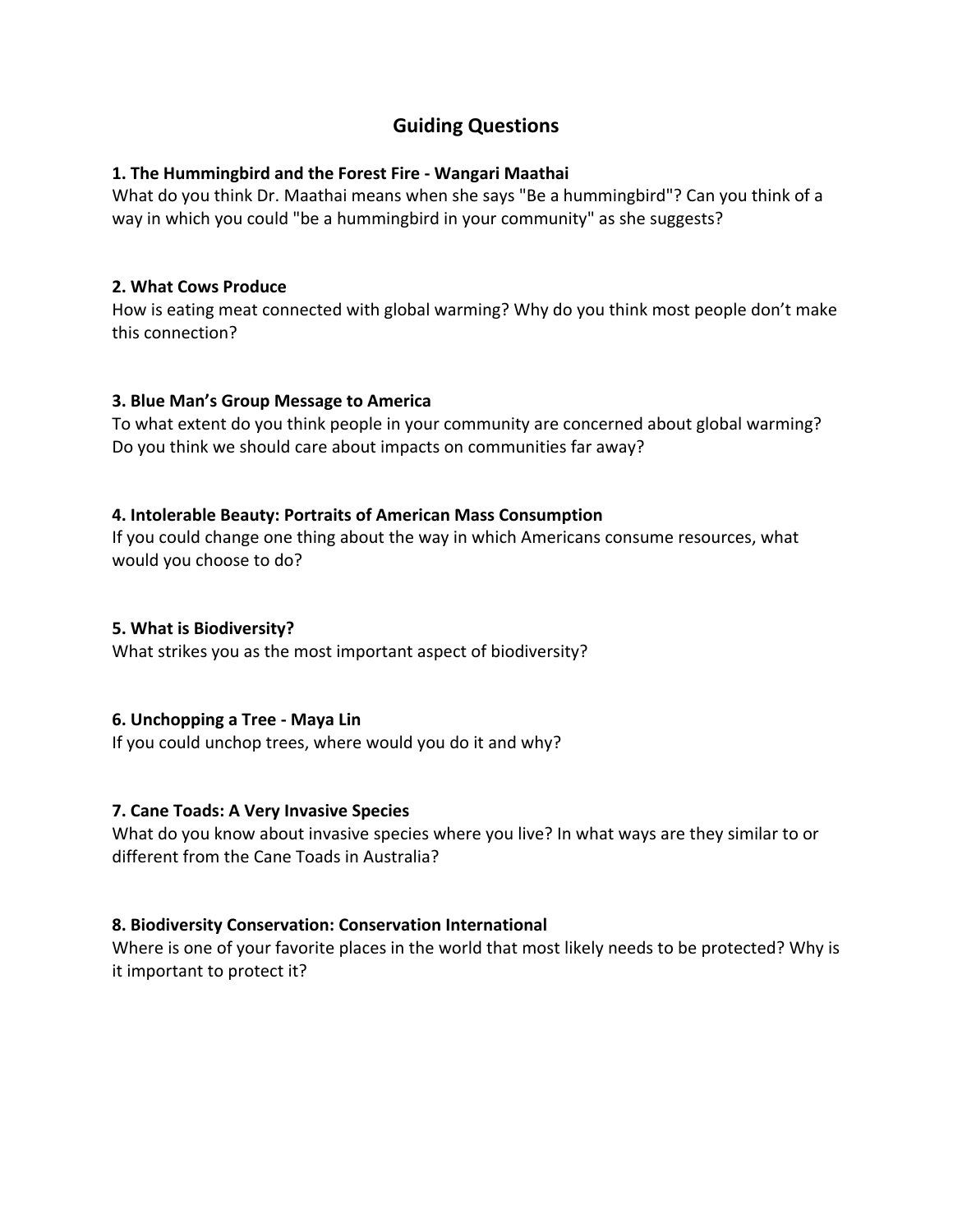# Guiding Questions

**1. The Hummingbird and the Forest Fire - Wangari Maathai**
What do you think Dr. Maathai means when she says "Be a hummingbird"? Can you think of a way in which you could "be a hummingbird in your community" as she suggests?

**2. What Cows Produce**
How is eating meat connected with global warming? Why do you think most people don't make this connection?

**3. Blue Man's Group Message to America**
To what extent do you think people in your community are concerned about global warming? Do you think we should care about impacts on communities far away?

**4. Intolerable Beauty: Portraits of American Mass Consumption**
If you could change one thing about the way in which Americans consume resources, what would you choose to do?

**5. What is Biodiversity?**
What strikes you as the most important aspect of biodiversity?

**6. Unchopping a Tree - Maya Lin**
If you could unchop trees, where would you do it and why?

**7. Cane Toads: A Very Invasive Species**
What do you know about invasive species where you live? In what ways are they similar to or different from the Cane Toads in Australia?

**8. Biodiversity Conservation: Conservation International**
Where is one of your favorite places in the world that most likely needs to be protected? Why is it important to protect it?